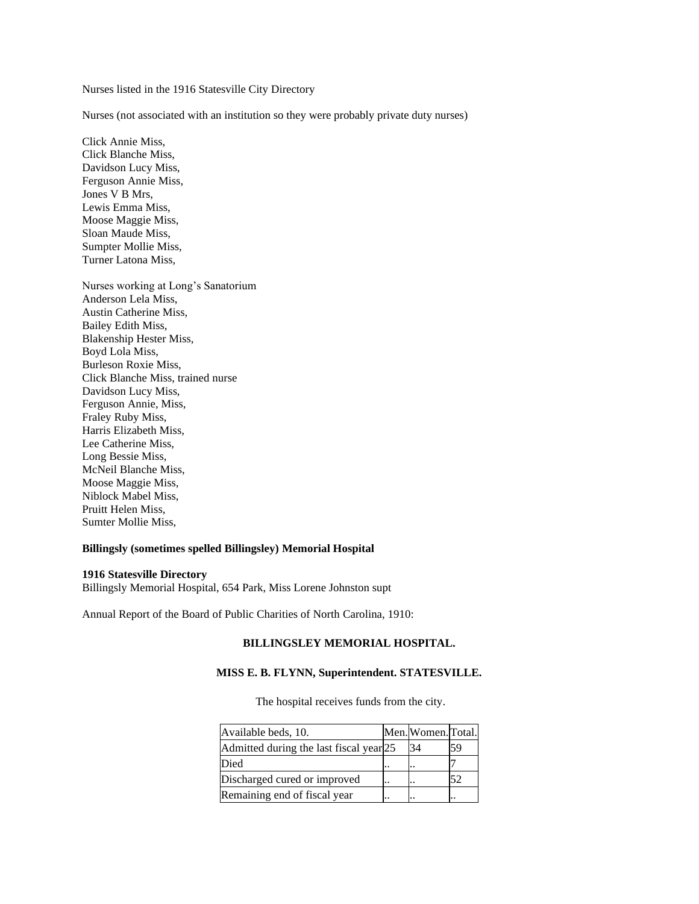Nurses listed in the 1916 Statesville City Directory

Nurses (not associated with an institution so they were probably private duty nurses)

Click Annie Miss,
Click Blanche Miss,
Davidson Lucy Miss,
Ferguson Annie Miss,
Jones V B Mrs,
Lewis Emma Miss,
Moose Maggie Miss,
Sloan Maude Miss,
Sumpter Mollie Miss,
Turner Latona Miss,

Nurses working at Long's Sanatorium
Anderson Lela Miss,
Austin Catherine Miss,
Bailey Edith Miss,
Blakenship Hester Miss,
Boyd Lola Miss,
Burleson Roxie Miss,
Click Blanche Miss, trained nurse
Davidson Lucy Miss,
Ferguson Annie, Miss,
Fraley Ruby Miss,
Harris Elizabeth Miss,
Lee Catherine Miss,
Long Bessie Miss,
McNeil Blanche Miss,
Moose Maggie Miss,
Niblock Mabel Miss,
Pruitt Helen Miss,
Sumter Mollie Miss,

**Billingsly (sometimes spelled Billingsley) Memorial Hospital**

**1916 Statesville Directory**
Billingsly Memorial Hospital, 654 Park, Miss Lorene Johnston supt

Annual Report of the Board of Public Charities of North Carolina, 1910:

**BILLINGSLEY MEMORIAL HOSPITAL.**

**MISS E. B. FLYNN, Superintendent. STATESVILLE.**

The hospital receives funds from the city.

| Available beds, 10. | Men. | Women. | Total. |
|---|---|---|---|
| Admitted during the last fiscal year | 25 | 34 | 59 |
| Died | .. | .. | 7 |
| Discharged cured or improved | .. | .. | 52 |
| Remaining end of fiscal year | .. | .. | .. |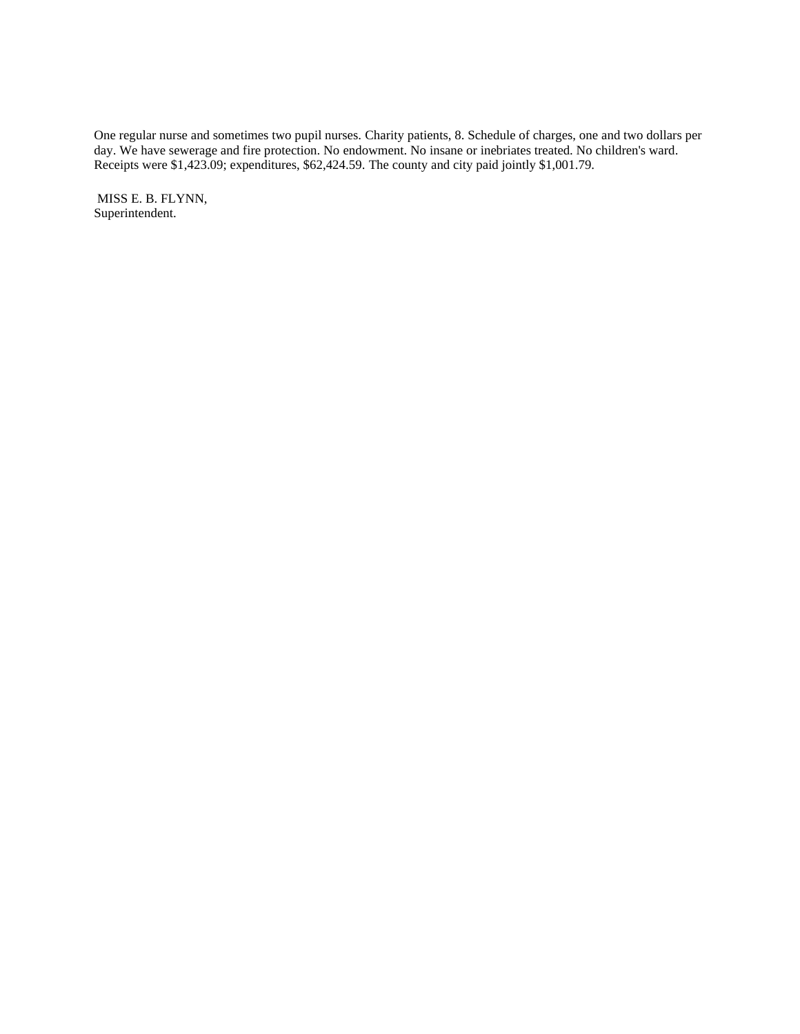One regular nurse and sometimes two pupil nurses. Charity patients, 8. Schedule of charges, one and two dollars per day. We have sewerage and fire protection. No endowment. No insane or inebriates treated. No children's ward. Receipts were $1,423.09; expenditures, $62,424.59. The county and city paid jointly $1,001.79.

MISS E. B. FLYNN,
Superintendent.